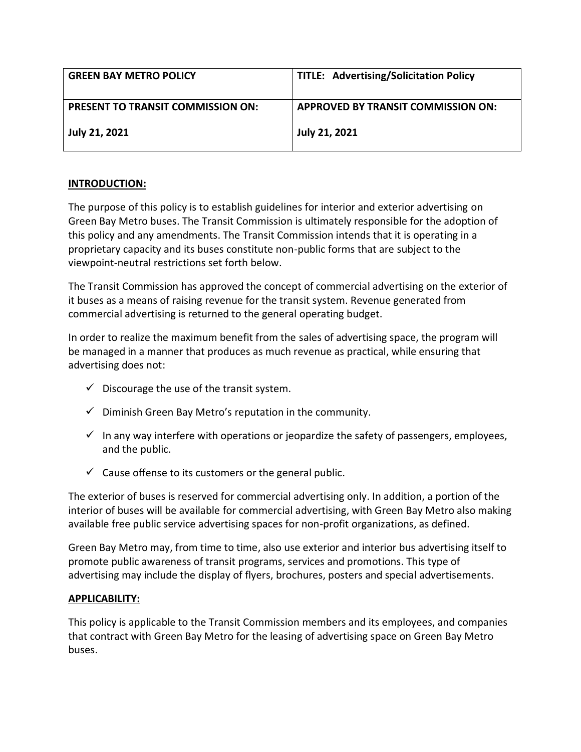| **GREEN BAY METRO POLICY** | **TITLE: Advertising/Solicitation Policy** |
|---|---|
| **PRESENT TO TRANSIT COMMISSION ON:**<br><br>**July 21, 2021** | **APPROVED BY TRANSIT COMMISSION ON:**<br><br>**July 21, 2021** |

## INTRODUCTION:

The purpose of this policy is to establish guidelines for interior and exterior advertising on Green Bay Metro buses. The Transit Commission is ultimately responsible for the adoption of this policy and any amendments. The Transit Commission intends that it is operating in a proprietary capacity and its buses constitute non-public forms that are subject to the viewpoint-neutral restrictions set forth below.

The Transit Commission has approved the concept of commercial advertising on the exterior of it buses as a means of raising revenue for the transit system. Revenue generated from commercial advertising is returned to the general operating budget.

In order to realize the maximum benefit from the sales of advertising space, the program will be managed in a manner that produces as much revenue as practical, while ensuring that advertising does not:

- ✓ Discourage the use of the transit system.
- ✓ Diminish Green Bay Metro's reputation in the community.
- ✓ In any way interfere with operations or jeopardize the safety of passengers, employees, and the public.
- ✓ Cause offense to its customers or the general public.

The exterior of buses is reserved for commercial advertising only. In addition, a portion of the interior of buses will be available for commercial advertising, with Green Bay Metro also making available free public service advertising spaces for non-profit organizations, as defined.

Green Bay Metro may, from time to time, also use exterior and interior bus advertising itself to promote public awareness of transit programs, services and promotions. This type of advertising may include the display of flyers, brochures, posters and special advertisements.

## APPLICABILITY:

This policy is applicable to the Transit Commission members and its employees, and companies that contract with Green Bay Metro for the leasing of advertising space on Green Bay Metro buses.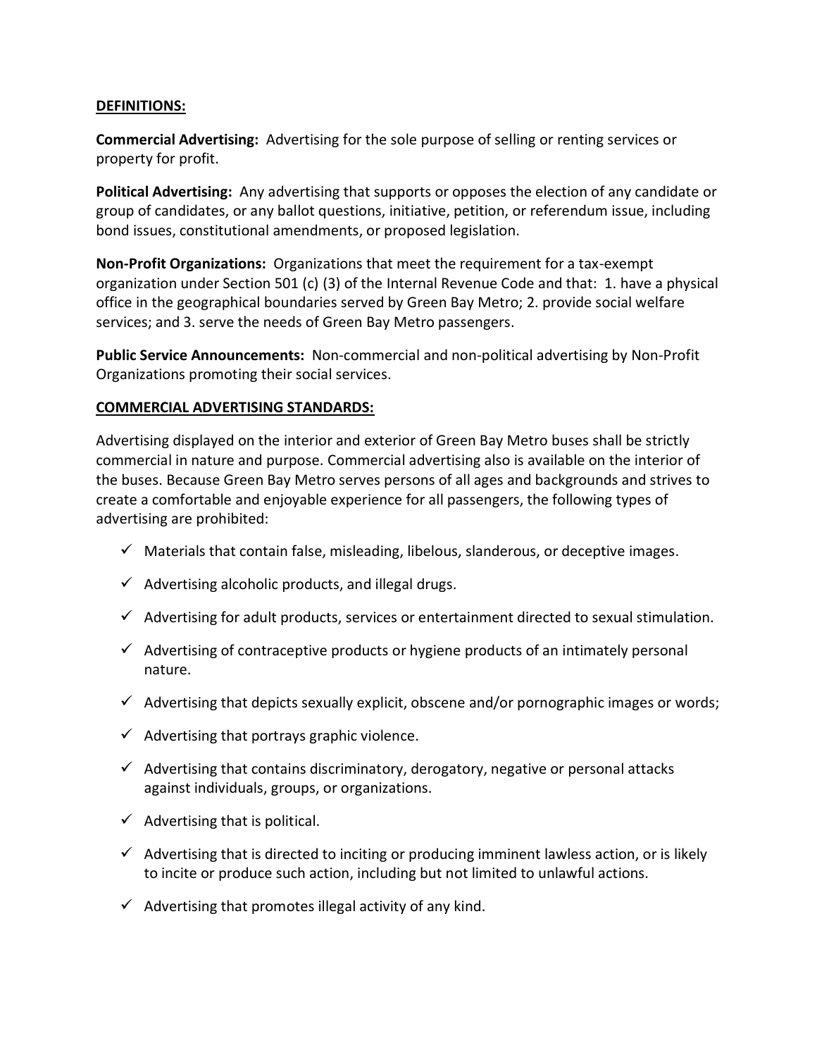**DEFINITIONS:**

**Commercial Advertising:** Advertising for the sole purpose of selling or renting services or property for profit.

**Political Advertising:** Any advertising that supports or opposes the election of any candidate or group of candidates, or any ballot questions, initiative, petition, or referendum issue, including bond issues, constitutional amendments, or proposed legislation.

**Non-Profit Organizations:** Organizations that meet the requirement for a tax-exempt organization under Section 501 (c) (3) of the Internal Revenue Code and that: 1. have a physical office in the geographical boundaries served by Green Bay Metro; 2. provide social welfare services; and 3. serve the needs of Green Bay Metro passengers.

**Public Service Announcements:** Non-commercial and non-political advertising by Non-Profit Organizations promoting their social services.

**COMMERCIAL ADVERTISING STANDARDS:**

Advertising displayed on the interior and exterior of Green Bay Metro buses shall be strictly commercial in nature and purpose. Commercial advertising also is available on the interior of the buses. Because Green Bay Metro serves persons of all ages and backgrounds and strives to create a comfortable and enjoyable experience for all passengers, the following types of advertising are prohibited:

- ✓ Materials that contain false, misleading, libelous, slanderous, or deceptive images.
- ✓ Advertising alcoholic products, and illegal drugs.
- ✓ Advertising for adult products, services or entertainment directed to sexual stimulation.
- ✓ Advertising of contraceptive products or hygiene products of an intimately personal nature.
- ✓ Advertising that depicts sexually explicit, obscene and/or pornographic images or words;
- ✓ Advertising that portrays graphic violence.
- ✓ Advertising that contains discriminatory, derogatory, negative or personal attacks against individuals, groups, or organizations.
- ✓ Advertising that is political.
- ✓ Advertising that is directed to inciting or producing imminent lawless action, or is likely to incite or produce such action, including but not limited to unlawful actions.
- ✓ Advertising that promotes illegal activity of any kind.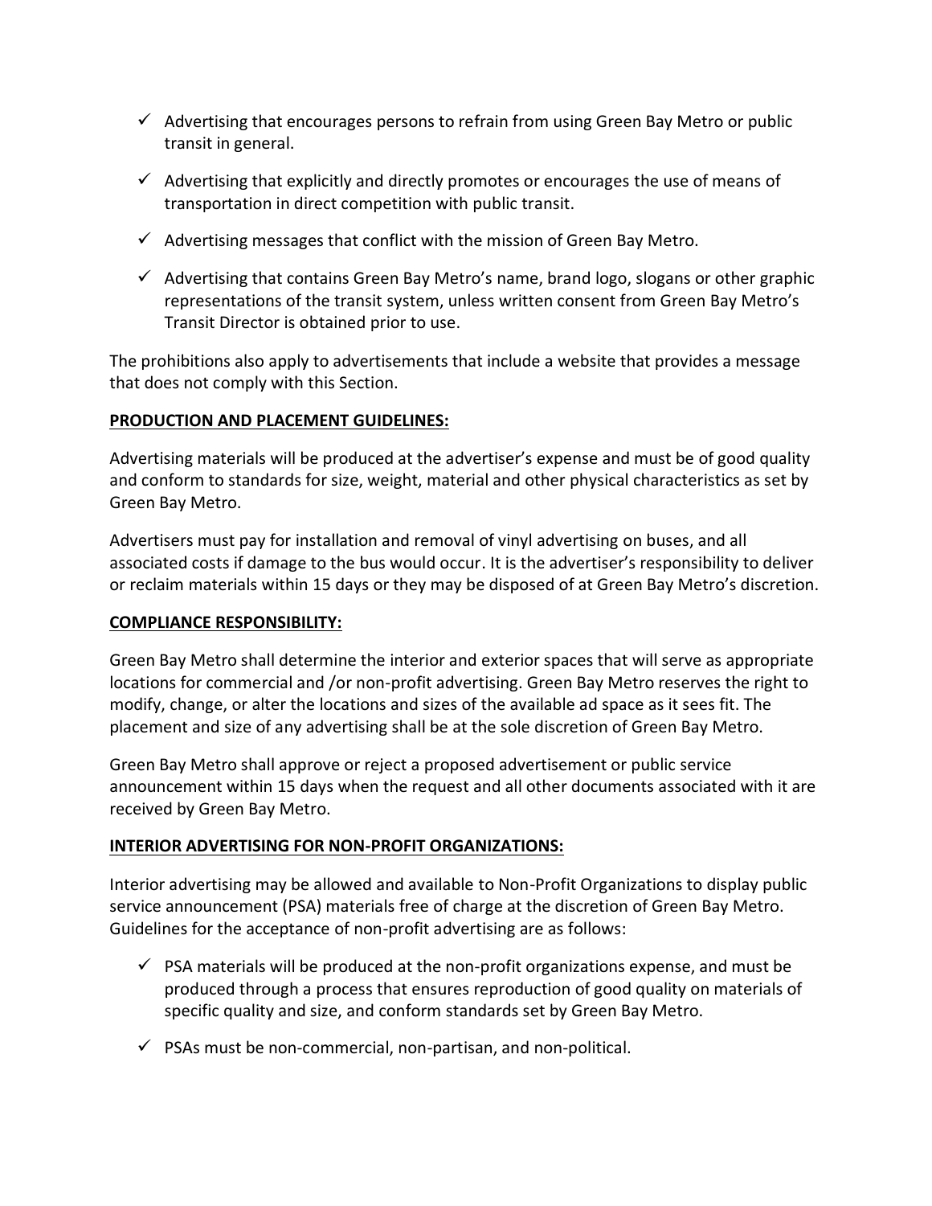- ✓ Advertising that encourages persons to refrain from using Green Bay Metro or public transit in general.
- ✓ Advertising that explicitly and directly promotes or encourages the use of means of transportation in direct competition with public transit.
- ✓ Advertising messages that conflict with the mission of Green Bay Metro.
- ✓ Advertising that contains Green Bay Metro's name, brand logo, slogans or other graphic representations of the transit system, unless written consent from Green Bay Metro's Transit Director is obtained prior to use.

The prohibitions also apply to advertisements that include a website that provides a message that does not comply with this Section.

**PRODUCTION AND PLACEMENT GUIDELINES:**

Advertising materials will be produced at the advertiser's expense and must be of good quality and conform to standards for size, weight, material and other physical characteristics as set by Green Bay Metro.

Advertisers must pay for installation and removal of vinyl advertising on buses, and all associated costs if damage to the bus would occur. It is the advertiser's responsibility to deliver or reclaim materials within 15 days or they may be disposed of at Green Bay Metro's discretion.

**COMPLIANCE RESPONSIBILITY:**

Green Bay Metro shall determine the interior and exterior spaces that will serve as appropriate locations for commercial and /or non-profit advertising. Green Bay Metro reserves the right to modify, change, or alter the locations and sizes of the available ad space as it sees fit. The placement and size of any advertising shall be at the sole discretion of Green Bay Metro.

Green Bay Metro shall approve or reject a proposed advertisement or public service announcement within 15 days when the request and all other documents associated with it are received by Green Bay Metro.

**INTERIOR ADVERTISING FOR NON-PROFIT ORGANIZATIONS:**

Interior advertising may be allowed and available to Non-Profit Organizations to display public service announcement (PSA) materials free of charge at the discretion of Green Bay Metro. Guidelines for the acceptance of non-profit advertising are as follows:

- ✓ PSA materials will be produced at the non-profit organizations expense, and must be produced through a process that ensures reproduction of good quality on materials of specific quality and size, and conform standards set by Green Bay Metro.
- ✓ PSAs must be non-commercial, non-partisan, and non-political.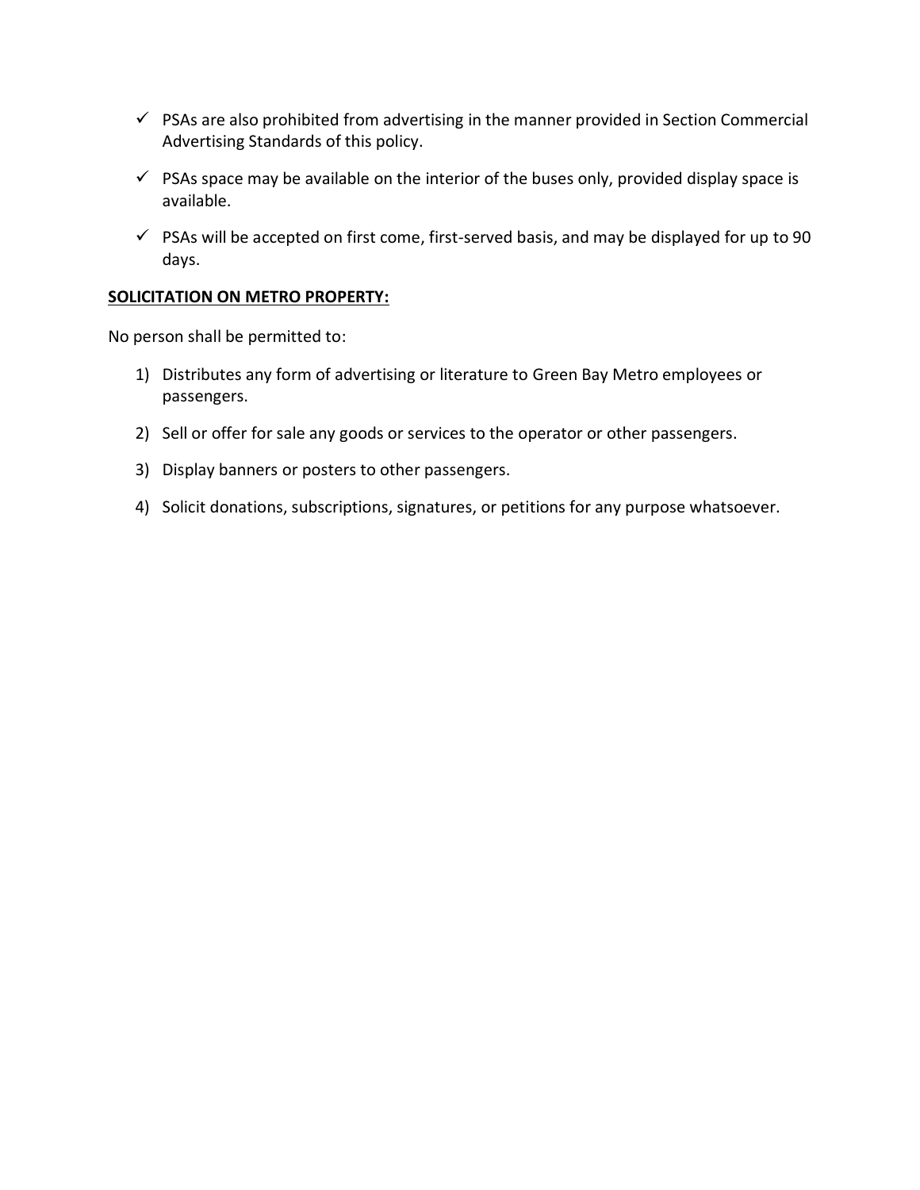- ✓ PSAs are also prohibited from advertising in the manner provided in Section Commercial Advertising Standards of this policy.
- ✓ PSAs space may be available on the interior of the buses only, provided display space is available.
- ✓ PSAs will be accepted on first come, first-served basis, and may be displayed for up to 90 days.

**SOLICITATION ON METRO PROPERTY:**

No person shall be permitted to:

1) Distributes any form of advertising or literature to Green Bay Metro employees or passengers.
2) Sell or offer for sale any goods or services to the operator or other passengers.
3) Display banners or posters to other passengers.
4) Solicit donations, subscriptions, signatures, or petitions for any purpose whatsoever.